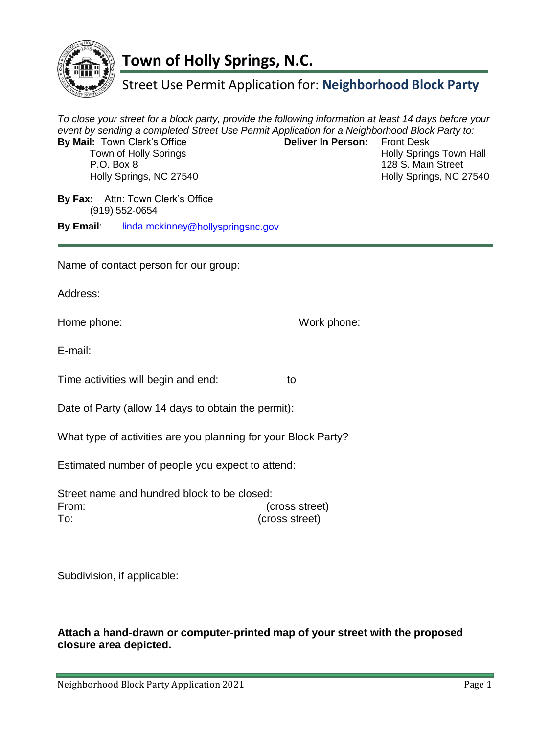# Town of Holly Springs, N.C.

## Street Use Permit Application for: **Neighborhood Block Party**

*To close your street for a block party, provide the following information* *__at least 14 days__* *before your event by sending a completed Street Use Permit Application for a Neighborhood Block Party to:*

**By Mail:** Town Clerk's Office
Town of Holly Springs
P.O. Box 8
Holly Springs, NC 27540

**Deliver In Person:** Front Desk
Holly Springs Town Hall
128 S. Main Street
Holly Springs, NC 27540

**By Fax:** Attn: Town Clerk's Office
(919) 552-0654

**By Email**: linda.mckinney@hollyspringsnc.gov

---

Name of contact person for our group:

Address:

Home phone: Work phone:

E-mail:

Time activities will begin and end: to

Date of Party (allow 14 days to obtain the permit):

What type of activities are you planning for your Block Party?

Estimated number of people you expect to attend:

Street name and hundred block to be closed:
From: (cross street)
To: (cross street)

Subdivision, if applicable:

**Attach a hand-drawn or computer-printed map of your street with the proposed closure area depicted.**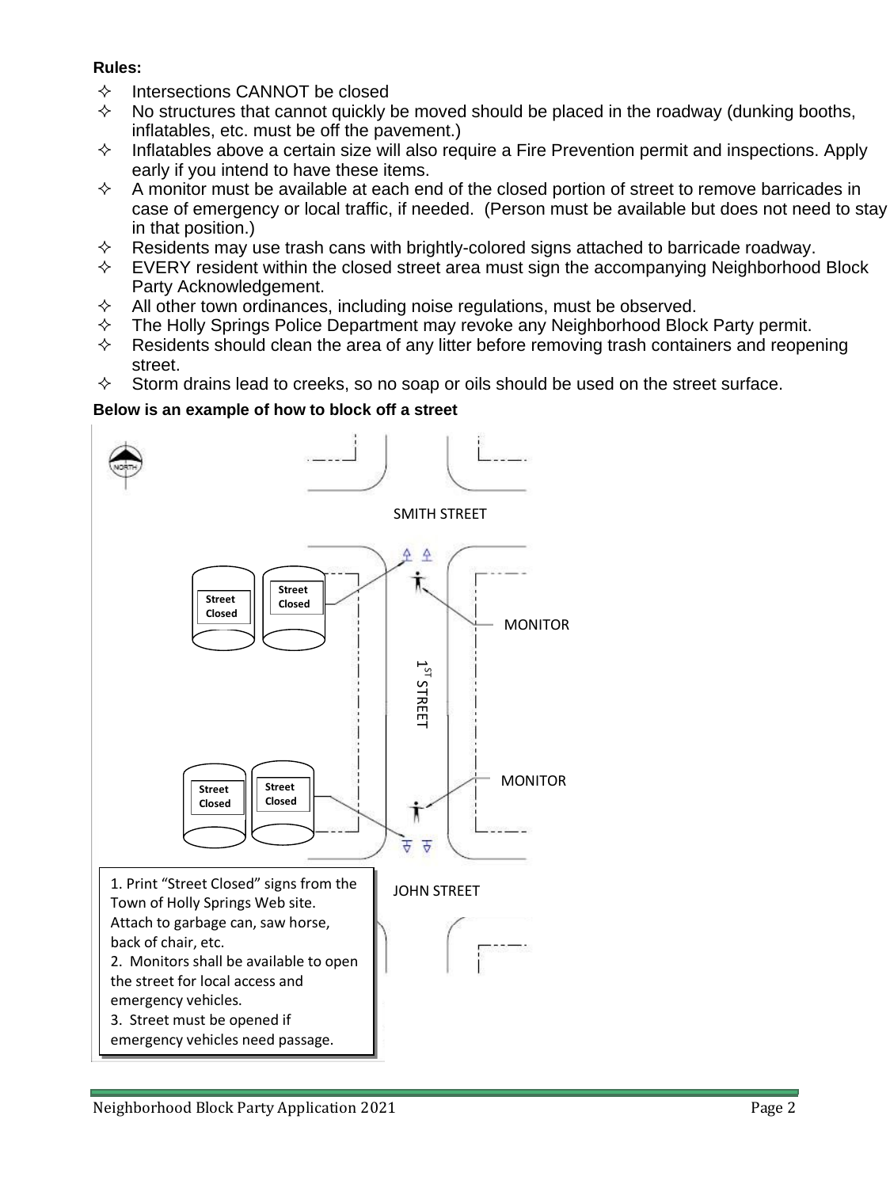**Rules:**

- Intersections CANNOT be closed
- No structures that cannot quickly be moved should be placed in the roadway (dunking booths, inflatables, etc. must be off the pavement.)
- Inflatables above a certain size will also require a Fire Prevention permit and inspections. Apply early if you intend to have these items.
- A monitor must be available at each end of the closed portion of street to remove barricades in case of emergency or local traffic, if needed. (Person must be available but does not need to stay in that position.)
- Residents may use trash cans with brightly-colored signs attached to barricade roadway.
- EVERY resident within the closed street area must sign the accompanying Neighborhood Block Party Acknowledgement.
- All other town ordinances, including noise regulations, must be observed.
- The Holly Springs Police Department may revoke any Neighborhood Block Party permit.
- Residents should clean the area of any litter before removing trash containers and reopening street.
- Storm drains lead to creeks, so no soap or oils should be used on the street surface.

**Below is an example of how to block off a street**

NORTH

SMITH STREET

Street Closed | Street Closed

MONITOR

1ST STREET

MONITOR

Street Closed | Street Closed

JOHN STREET

1. Print "Street Closed" signs from the Town of Holly Springs Web site. Attach to garbage can, saw horse, back of chair, etc.
2. Monitors shall be available to open the street for local access and emergency vehicles.
3. Street must be opened if emergency vehicles need passage.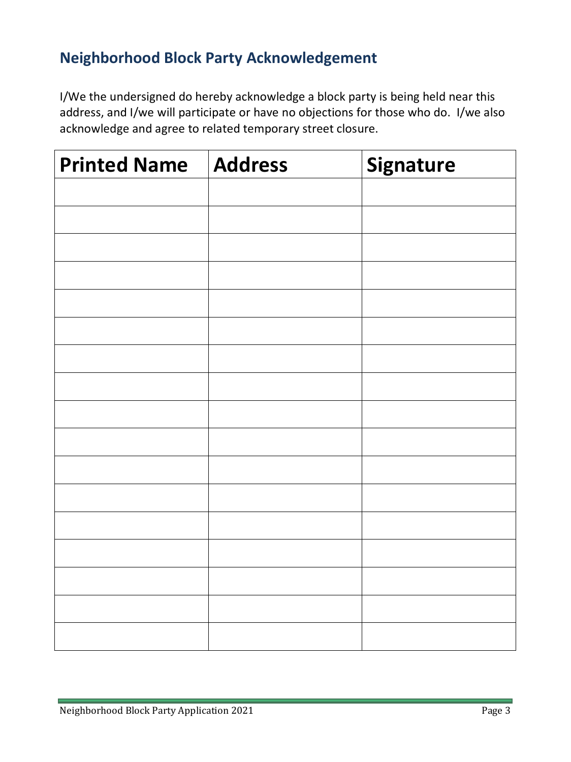## Neighborhood Block Party Acknowledgement

I/We the undersigned do hereby acknowledge a block party is being held near this address, and I/we will participate or have no objections for those who do. I/we also acknowledge and agree to related temporary street closure.

| Printed Name | Address | Signature |
|---|---|---|
| | | |
| | | |
| | | |
| | | |
| | | |
| | | |
| | | |
| | | |
| | | |
| | | |
| | | |
| | | |
| | | |
| | | |
| | | |
| | | |
| | | |